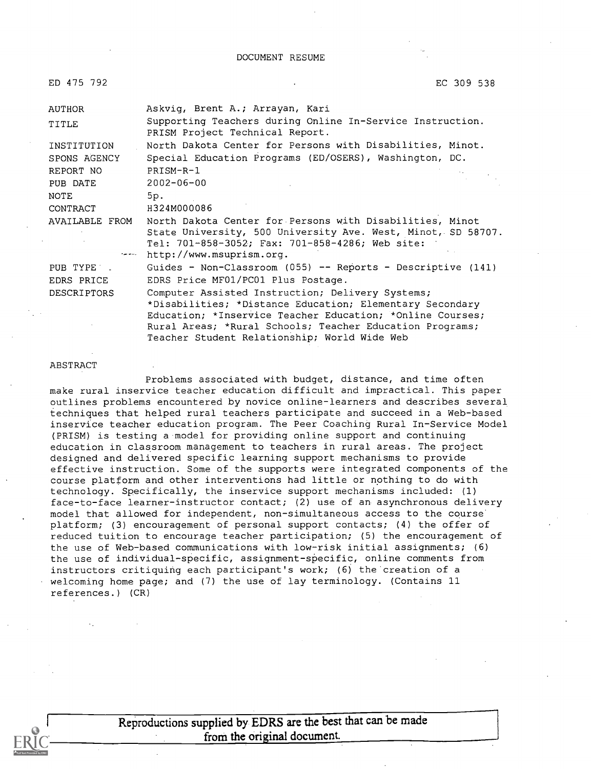DOCUMENT RESUME

| | |
|---|---|
| ED 475 792 | EC 309 538 |
| AUTHOR | Askvig, Brent A.; Arrayan, Kari |
| TITLE | Supporting Teachers during Online In-Service Instruction. PRISM Project Technical Report. |
| INSTITUTION | North Dakota Center for Persons with Disabilities, Minot. |
| SPONS AGENCY | Special Education Programs (ED/OSERS), Washington, DC. |
| REPORT NO | PRISM-R-1 |
| PUB DATE | 2002-06-00 |
| NOTE | 5p. |
| CONTRACT | H324M000086 |
| AVAILABLE FROM | North Dakota Center for Persons with Disabilities, Minot State University, 500 University Ave. West, Minot, SD 58707. Tel: 701-858-3052; Fax: 701-858-4286; Web site: http://www.msuprism.org. |
| PUB TYPE | Guides - Non-Classroom (055) -- Reports - Descriptive (141) |
| EDRS PRICE | EDRS Price MF01/PC01 Plus Postage. |
| DESCRIPTORS | Computer Assisted Instruction; Delivery Systems; *Disabilities; *Distance Education; Elementary Secondary Education; *Inservice Teacher Education; *Online Courses; Rural Areas; *Rural Schools; Teacher Education Programs; Teacher Student Relationship; World Wide Web |

ABSTRACT

Problems associated with budget, distance, and time often make rural inservice teacher education difficult and impractical. This paper outlines problems encountered by novice online-learners and describes several techniques that helped rural teachers participate and succeed in a Web-based inservice teacher education program. The Peer Coaching Rural In-Service Model (PRISM) is testing a model for providing online support and continuing education in classroom management to teachers in rural areas. The project designed and delivered specific learning support mechanisms to provide effective instruction. Some of the supports were integrated components of the course platform and other interventions had little or nothing to do with technology. Specifically, the inservice support mechanisms included: (1) face-to-face learner-instructor contact; (2) use of an asynchronous delivery model that allowed for independent, non-simultaneous access to the course platform; (3) encouragement of personal support contacts; (4) the offer of reduced tuition to encourage teacher participation; (5) the encouragement of the use of Web-based communications with low-risk initial assignments; (6) the use of individual-specific, assignment-specific, online comments from instructors critiquing each participant's work; (6) the creation of a welcoming home page; and (7) the use of lay terminology. (Contains 11 references.) (CR)

Reproductions supplied by EDRS are the best that can be made from the original document.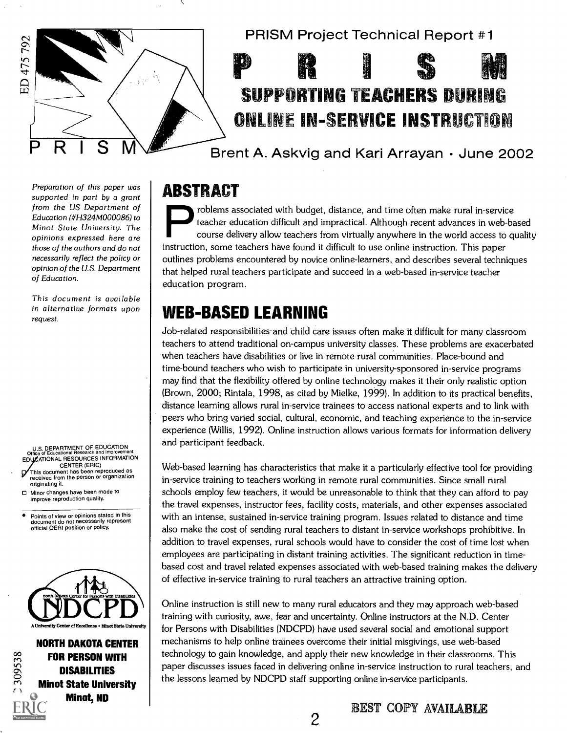PRISM Project Technical Report #1

# PRISM

## SUPPORTING TEACHERS DURING ONLINE IN-SERVICE INSTRUCTION

Brent A. Askvig and Kari Arrayan • June 2002

*Preparation of this paper was supported in part by a grant from the US Department of Education (#H324M000086) to Minot State University. The opinions expressed here are those of the authors and do not necessarily reflect the policy or opinion of the U.S. Department of Education.*

*This document is available in alternative formats upon request.*

## ABSTRACT

Problems associated with budget, distance, and time often make rural in-service teacher education difficult and impractical. Although recent advances in web-based course delivery allow teachers from virtually anywhere in the world access to quality instruction, some teachers have found it difficult to use online instruction. This paper outlines problems encountered by novice online-learners, and describes several techniques that helped rural teachers participate and succeed in a web-based in-service teacher education program.

## WEB-BASED LEARNING

Job-related responsibilities and child care issues often make it difficult for many classroom teachers to attend traditional on-campus university classes. These problems are exacerbated when teachers have disabilities or live in remote rural communities. Place-bound and time-bound teachers who wish to participate in university-sponsored in-service programs may find that the flexibility offered by online technology makes it their only realistic option (Brown, 2000; Rintala, 1998, as cited by Mielke, 1999). In addition to its practical benefits, distance learning allows rural in-service trainees to access national experts and to link with peers who bring varied social, cultural, economic, and teaching experience to the in-service experience (Willis, 1992). Online instruction allows various formats for information delivery and participant feedback.

Web-based learning has characteristics that make it a particularly effective tool for providing in-service training to teachers working in remote rural communities. Since small rural schools employ few teachers, it would be unreasonable to think that they can afford to pay the travel expenses, instructor fees, facility costs, materials, and other expenses associated with an intense, sustained in-service training program. Issues related to distance and time also make the cost of sending rural teachers to distant in-service workshops prohibitive. In addition to travel expenses, rural schools would have to consider the cost of time lost when employees are participating in distant training activities. The significant reduction in time-based cost and travel related expenses associated with web-based training makes the delivery of effective in-service training to rural teachers an attractive training option.

Online instruction is still new to many rural educators and they may approach web-based training with curiosity, awe, fear and uncertainty. Online instructors at the N.D. Center for Persons with Disabilities (NDCPD) have used several social and emotional support mechanisms to help online trainees overcome their initial misgivings, use web-based technology to gain knowledge, and apply their new knowledge in their classrooms. This paper discusses issues faced in delivering online in-service instruction to rural teachers, and the lessons learned by NDCPD staff supporting online in-service participants.

**NORTH DAKOTA CENTER FOR PERSON WITH DISABILITIES**
**Minot State University**
**Minot, ND**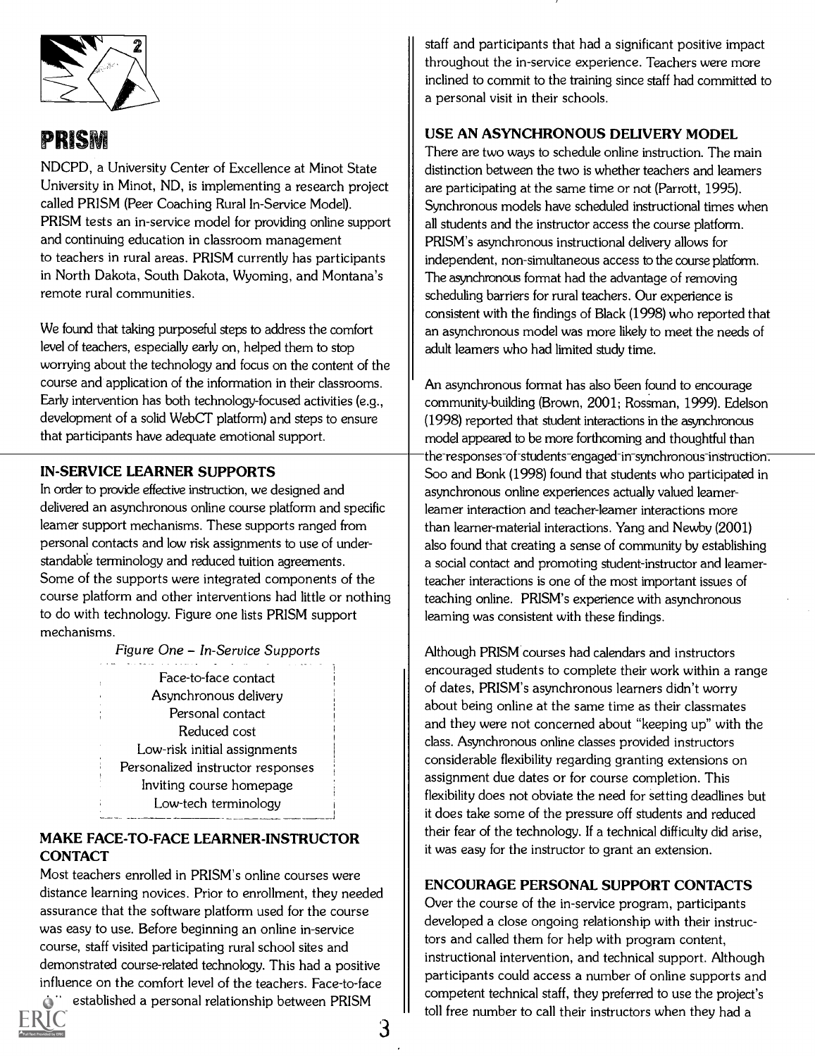## PRISM

NDCPD, a University Center of Excellence at Minot State University in Minot, ND, is implementing a research project called PRISM (Peer Coaching Rural In-Service Model). PRISM tests an in-service model for providing online support and continuing education in classroom management to teachers in rural areas. PRISM currently has participants in North Dakota, South Dakota, Wyoming, and Montana's remote rural communities.

We found that taking purposeful steps to address the comfort level of teachers, especially early on, helped them to stop worrying about the technology and focus on the content of the course and application of the information in their classrooms. Early intervention has both technology-focused activities (e.g., development of a solid WebCT platform) and steps to ensure that participants have adequate emotional support.

### IN-SERVICE LEARNER SUPPORTS

In order to provide effective instruction, we designed and delivered an asynchronous online course platform and specific learner support mechanisms. These supports ranged from personal contacts and low risk assignments to use of understandable terminology and reduced tuition agreements. Some of the supports were integrated components of the course platform and other interventions had little or nothing to do with technology. Figure one lists PRISM support mechanisms.

*Figure One – In-Service Supports*

- Face-to-face contact
- Asynchronous delivery
- Personal contact
- Reduced cost
- Low-risk initial assignments
- Personalized instructor responses
- Inviting course homepage
- Low-tech terminology

### MAKE FACE-TO-FACE LEARNER-INSTRUCTOR CONTACT

Most teachers enrolled in PRISM's online courses were distance learning novices. Prior to enrollment, they needed assurance that the software platform used for the course was easy to use. Before beginning an online in-service course, staff visited participating rural school sites and demonstrated course-related technology. This had a positive influence on the comfort level of the teachers. Face-to-face ... established a personal relationship between PRISM staff and participants that had a significant positive impact throughout the in-service experience. Teachers were more inclined to commit to the training since staff had committed to a personal visit in their schools.

### USE AN ASYNCHRONOUS DELIVERY MODEL

There are two ways to schedule online instruction. The main distinction between the two is whether teachers and learners are participating at the same time or not (Parrott, 1995). Synchronous models have scheduled instructional times when all students and the instructor access the course platform. PRISM's asynchronous instructional delivery allows for independent, non-simultaneous access to the course platform. The asynchronous format had the advantage of removing scheduling barriers for rural teachers. Our experience is consistent with the findings of Black (1998) who reported that an asynchronous model was more likely to meet the needs of adult learners who had limited study time.

An asynchronous format has also been found to encourage community-building (Brown, 2001; Rossman, 1999). Edelson (1998) reported that student interactions in the asynchronous model appeared to be more forthcoming and thoughtful than the responses of students engaged in synchronous instruction. Soo and Bonk (1998) found that students who participated in asynchronous online experiences actually valued learner-learner interaction and teacher-learner interactions more than learner-material interactions. Yang and Newby (2001) also found that creating a sense of community by establishing a social contact and promoting student-instructor and learner-teacher interactions is one of the most important issues of teaching online. PRISM's experience with asynchronous learning was consistent with these findings.

Although PRISM courses had calendars and instructors encouraged students to complete their work within a range of dates, PRISM's asynchronous learners didn't worry about being online at the same time as their classmates and they were not concerned about "keeping up" with the class. Asynchronous online classes provided instructors considerable flexibility regarding granting extensions on assignment due dates or for course completion. This flexibility does not obviate the need for setting deadlines but it does take some of the pressure off students and reduced their fear of the technology. If a technical difficulty did arise, it was easy for the instructor to grant an extension.

### ENCOURAGE PERSONAL SUPPORT CONTACTS

Over the course of the in-service program, participants developed a close ongoing relationship with their instructors and called them for help with program content, instructional intervention, and technical support. Although participants could access a number of online supports and competent technical staff, they preferred to use the project's toll free number to call their instructors when they had a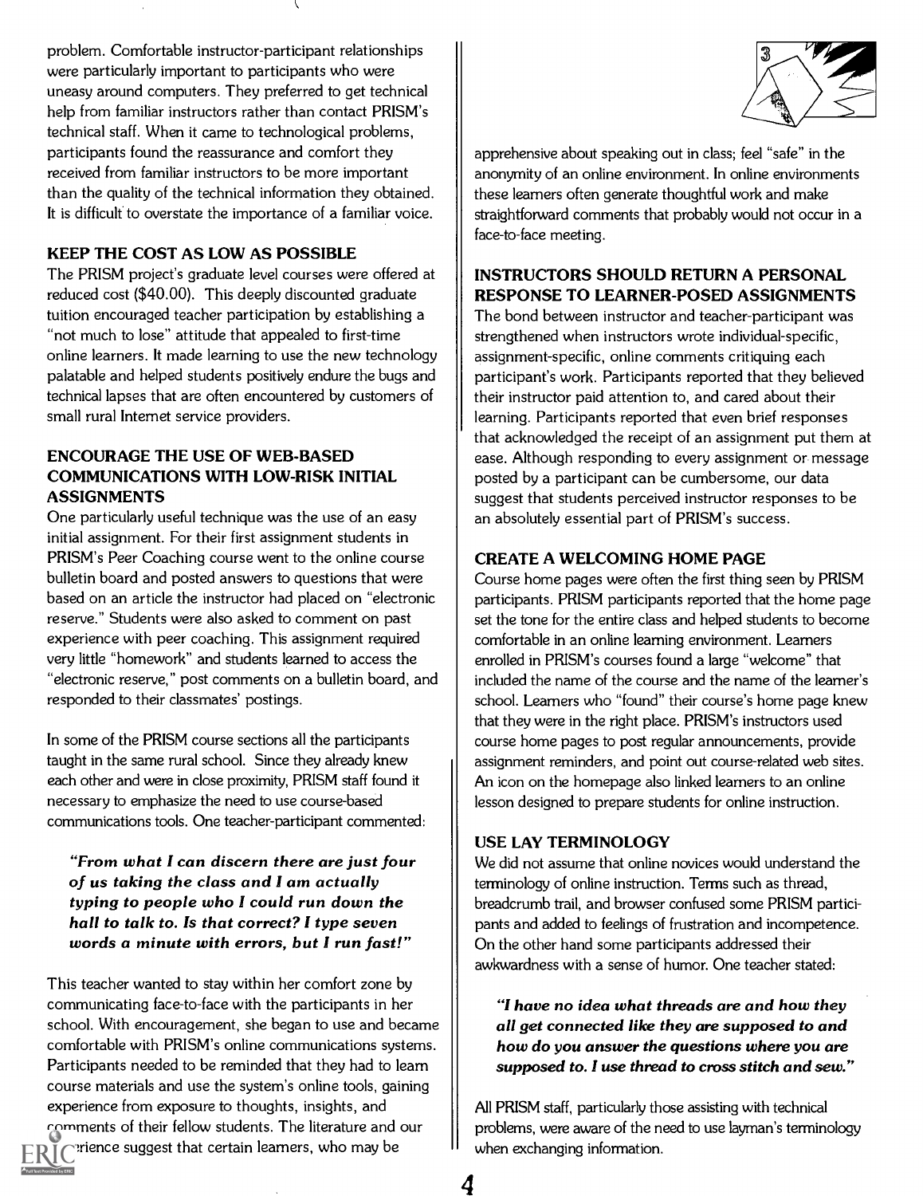problem. Comfortable instructor-participant relationships were particularly important to participants who were uneasy around computers. They preferred to get technical help from familiar instructors rather than contact PRISM's technical staff. When it came to technological problems, participants found the reassurance and comfort they received from familiar instructors to be more important than the quality of the technical information they obtained. It is difficult to overstate the importance of a familiar voice.

### KEEP THE COST AS LOW AS POSSIBLE

The PRISM project's graduate level courses were offered at reduced cost ($40.00). This deeply discounted graduate tuition encouraged teacher participation by establishing a "not much to lose" attitude that appealed to first-time online learners. It made learning to use the new technology palatable and helped students positively endure the bugs and technical lapses that are often encountered by customers of small rural Internet service providers.

### ENCOURAGE THE USE OF WEB-BASED COMMUNICATIONS WITH LOW-RISK INITIAL ASSIGNMENTS

One particularly useful technique was the use of an easy initial assignment. For their first assignment students in PRISM's Peer Coaching course went to the online course bulletin board and posted answers to questions that were based on an article the instructor had placed on "electronic reserve." Students were also asked to comment on past experience with peer coaching. This assignment required very little "homework" and students learned to access the "electronic reserve," post comments on a bulletin board, and responded to their classmates' postings.

In some of the PRISM course sections all the participants taught in the same rural school. Since they already knew each other and were in close proximity, PRISM staff found it necessary to emphasize the need to use course-based communications tools. One teacher-participant commented:

> ***"From what I can discern there are just four of us taking the class and I am actually typing to people who I could run down the hall to talk to. Is that correct? I type seven words a minute with errors, but I run fast!"***

This teacher wanted to stay within her comfort zone by communicating face-to-face with the participants in her school. With encouragement, she began to use and became comfortable with PRISM's online communications systems. Participants needed to be reminded that they had to learn course materials and use the system's online tools, gaining experience from exposure to thoughts, insights, and comments of their fellow students. The literature and our experience suggest that certain learners, who may be apprehensive about speaking out in class; feel "safe" in the anonymity of an online environment. In online environments these learners often generate thoughtful work and make straightforward comments that probably would not occur in a face-to-face meeting.

### INSTRUCTORS SHOULD RETURN A PERSONAL RESPONSE TO LEARNER-POSED ASSIGNMENTS

The bond between instructor and teacher-participant was strengthened when instructors wrote individual-specific, assignment-specific, online comments critiquing each participant's work. Participants reported that they believed their instructor paid attention to, and cared about their learning. Participants reported that even brief responses that acknowledged the receipt of an assignment put them at ease. Although responding to every assignment or message posted by a participant can be cumbersome, our data suggest that students perceived instructor responses to be an absolutely essential part of PRISM's success.

### CREATE A WELCOMING HOME PAGE

Course home pages were often the first thing seen by PRISM participants. PRISM participants reported that the home page set the tone for the entire class and helped students to become comfortable in an online learning environment. Learners enrolled in PRISM's courses found a large "welcome" that included the name of the course and the name of the learner's school. Learners who "found" their course's home page knew that they were in the right place. PRISM's instructors used course home pages to post regular announcements, provide assignment reminders, and point out course-related web sites. An icon on the homepage also linked learners to an online lesson designed to prepare students for online instruction.

### USE LAY TERMINOLOGY

We did not assume that online novices would understand the terminology of online instruction. Terms such as thread, breadcrumb trail, and browser confused some PRISM participants and added to feelings of frustration and incompetence. On the other hand some participants addressed their awkwardness with a sense of humor. One teacher stated:

> ***"I have no idea what threads are and how they all get connected like they are supposed to and how do you answer the questions where you are supposed to. I use thread to cross stitch and sew."***

All PRISM staff, particularly those assisting with technical problems, were aware of the need to use layman's terminology when exchanging information.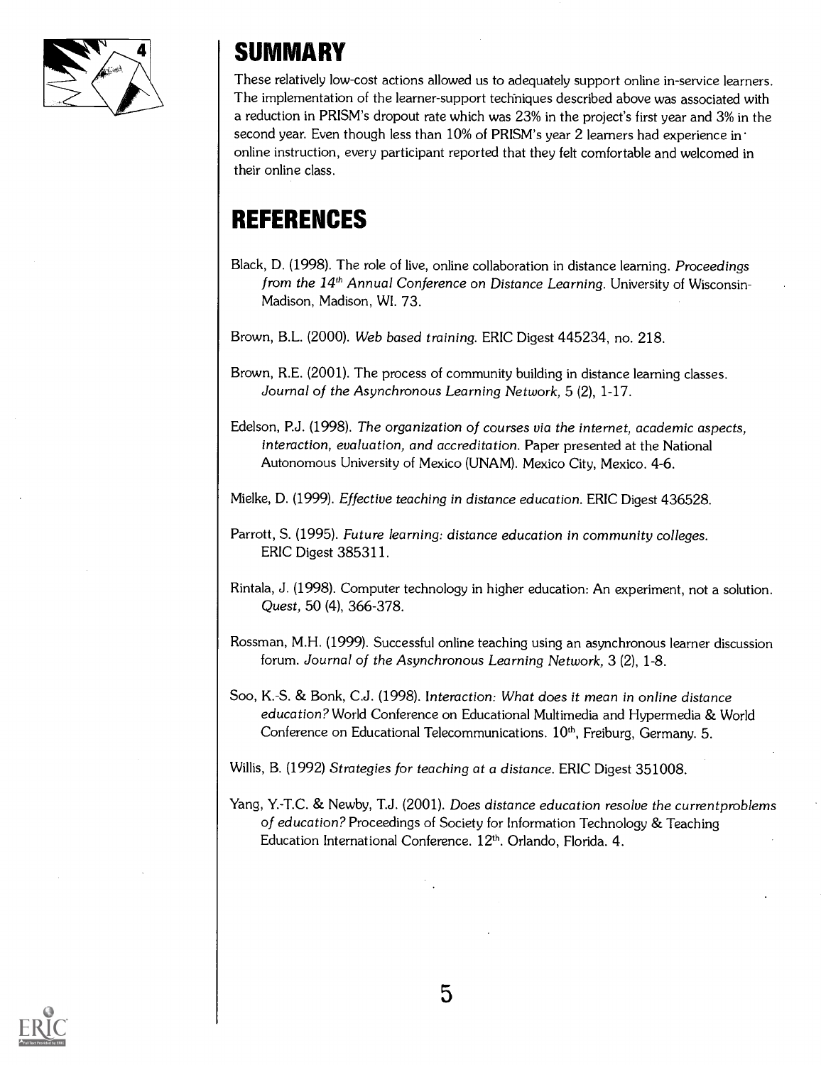## SUMMARY

These relatively low-cost actions allowed us to adequately support online in-service learners. The implementation of the learner-support techniques described above was associated with a reduction in PRISM's dropout rate which was 23% in the project's first year and 3% in the second year. Even though less than 10% of PRISM's year 2 learners had experience in online instruction, every participant reported that they felt comfortable and welcomed in their online class.

## REFERENCES

Black, D. (1998). The role of live, online collaboration in distance learning. *Proceedings from the 14th Annual Conference on Distance Learning*. University of Wisconsin-Madison, Madison, WI. 73.

Brown, B.L. (2000). *Web based training*. ERIC Digest 445234, no. 218.

Brown, R.E. (2001). The process of community building in distance learning classes. *Journal of the Asynchronous Learning Network*, 5 (2), 1-17.

Edelson, P.J. (1998). *The organization of courses via the internet, academic aspects, interaction, evaluation, and accreditation*. Paper presented at the National Autonomous University of Mexico (UNAM). Mexico City, Mexico. 4-6.

Mielke, D. (1999). *Effective teaching in distance education*. ERIC Digest 436528.

Parrott, S. (1995). *Future learning: distance education in community colleges*. ERIC Digest 385311.

Rintala, J. (1998). Computer technology in higher education: An experiment, not a solution. *Quest*, 50 (4), 366-378.

Rossman, M.H. (1999). Successful online teaching using an asynchronous learner discussion forum. *Journal of the Asynchronous Learning Network*, 3 (2), 1-8.

Soo, K.-S. & Bonk, C.J. (1998). *Interaction: What does it mean in online distance education?* World Conference on Educational Multimedia and Hypermedia & World Conference on Educational Telecommunications. 10th, Freiburg, Germany. 5.

Willis, B. (1992) *Strategies for teaching at a distance*. ERIC Digest 351008.

Yang, Y.-T.C. & Newby, T.J. (2001). *Does distance education resolve the currentproblems of education?* Proceedings of Society for Information Technology & Teaching Education International Conference. 12th. Orlando, Florida. 4.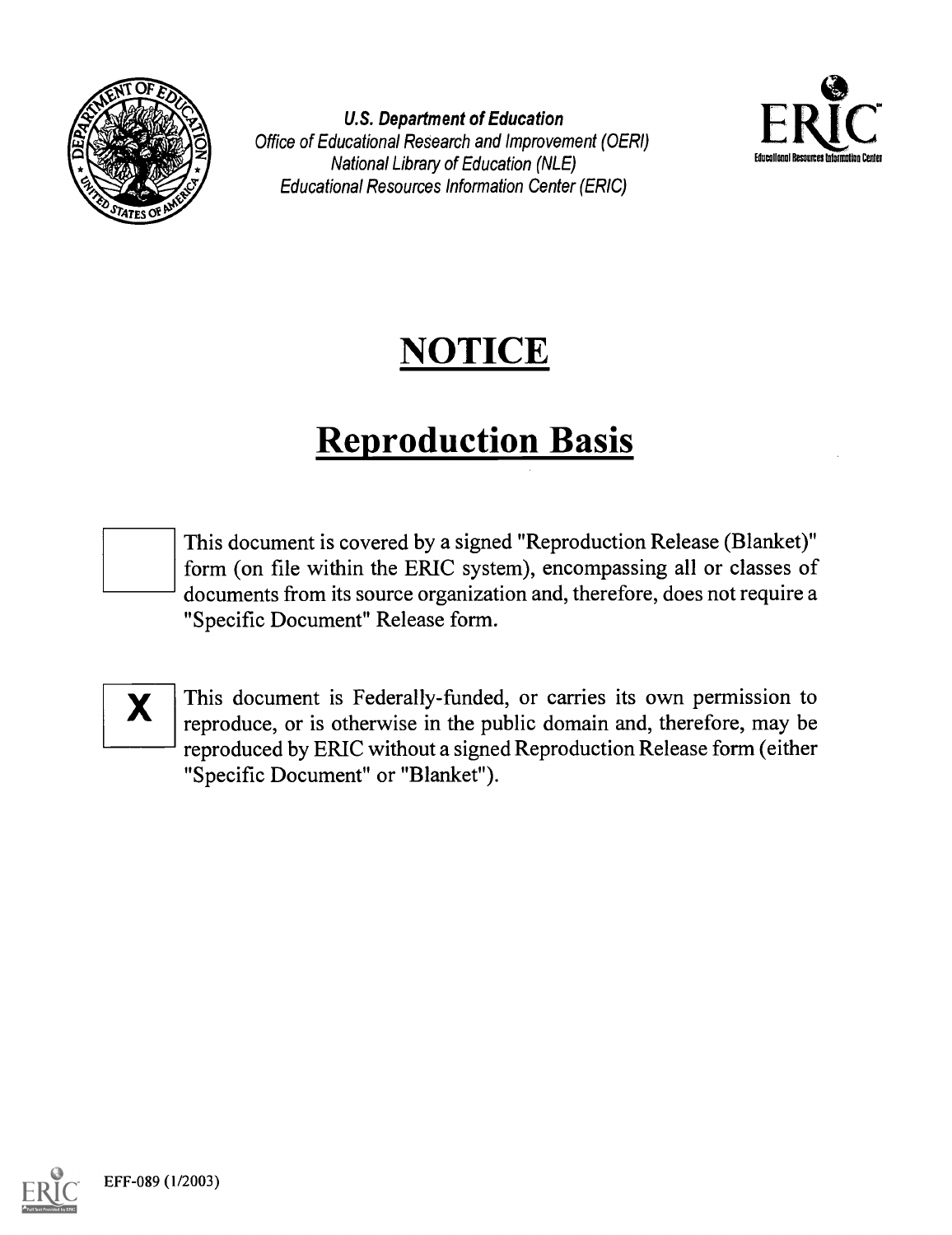U.S. Department of Education
Office of Educational Research and Improvement (OERI)
National Library of Education (NLE)
Educational Resources Information Center (ERIC)

# NOTICE

# Reproduction Basis

- [ ] This document is covered by a signed "Reproduction Release (Blanket)" form (on file within the ERIC system), encompassing all or classes of documents from its source organization and, therefore, does not require a "Specific Document" Release form.

- [X] This document is Federally-funded, or carries its own permission to reproduce, or is otherwise in the public domain and, therefore, may be reproduced by ERIC without a signed Reproduction Release form (either "Specific Document" or "Blanket").

EFF-089 (1/2003)